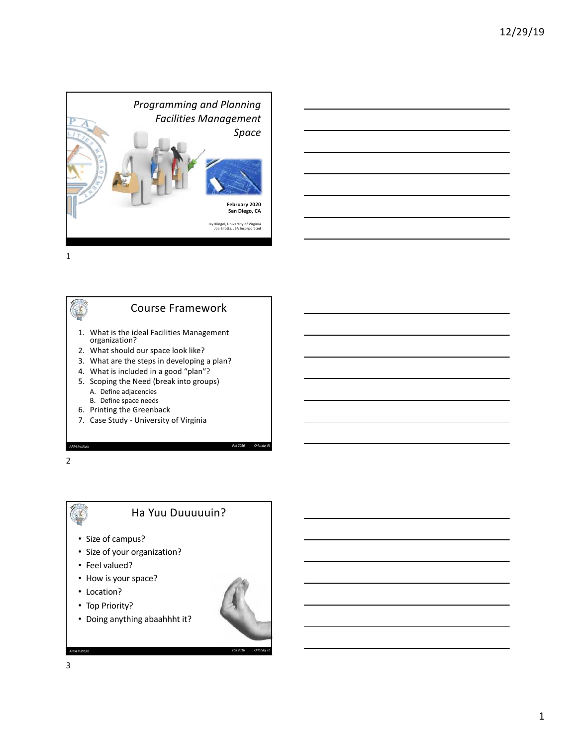# Programming and Planning Facilities Management Space

**February 2020**
**San Diego, CA**

Jay Klingel, University of Virginia
Joe Bilotta, JBA Incorporated

## Course Framework

1. What is the ideal Facilities Management organization?
2. What should our space look like?
3. What are the steps in developing a plan?
4. What is included in a good "plan"?
5. Scoping the Need (break into groups)
   A. Define adjacencies
   B. Define space needs
6. Printing the Greenback
7. Case Study - University of Virginia

## Ha Yuu Duuuuuin?

- Size of campus?
- Size of your organization?
- Feel valued?
- How is your space?
- Location?
- Top Priority?
- Doing anything abaahhht it?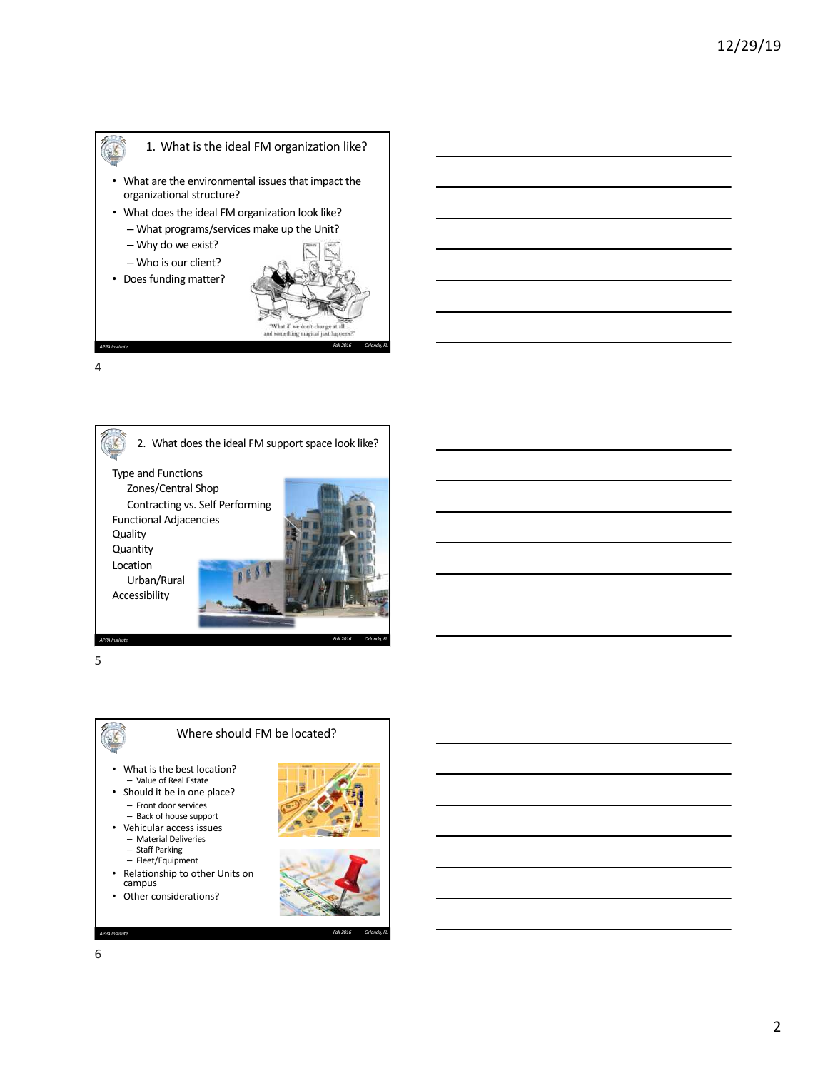## 1. What is the ideal FM organization like?

- What are the environmental issues that impact the organizational structure?
- What does the ideal FM organization look like?
  - What programs/services make up the Unit?
  - Why do we exist?
  - Who is our client?
- Does funding matter?

"What if we don't change at all ... and something magical just happens?"

APPA Institute — Fall 2016 — Orlando, FL

4

## 2. What does the ideal FM support space look like?

Type and Functions
- Zones/Central Shop
- Contracting vs. Self Performing

Functional Adjacencies
Quality
Quantity
Location
- Urban/Rural

Accessibility

APPA Institute — Fall 2016 — Orlando, FL

5

## Where should FM be located?

- What is the best location?
  - Value of Real Estate
- Should it be in one place?
  - Front door services
  - Back of house support
- Vehicular access issues
  - Material Deliveries
  - Staff Parking
  - Fleet/Equipment
- Relationship to other Units on campus
- Other considerations?

APPA Institute — Fall 2016 — Orlando, FL

6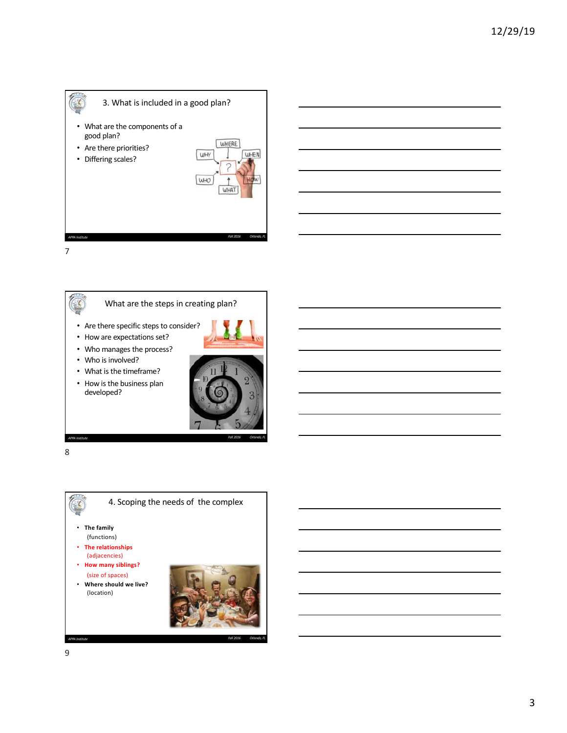## 3. What is included in a good plan?

- What are the components of a good plan?
- Are there priorities?
- Differing scales?

## What are the steps in creating plan?

- Are there specific steps to consider?
- How are expectations set?
- Who manages the process?
- Who is involved?
- What is the timeframe?
- How is the business plan developed?

## 4. Scoping the needs of the complex

- **The family**
  (functions)
- **The relationships**
  (adjacencies)
- **How many siblings?**
  (size of spaces)
- **Where should we live?**
  (location)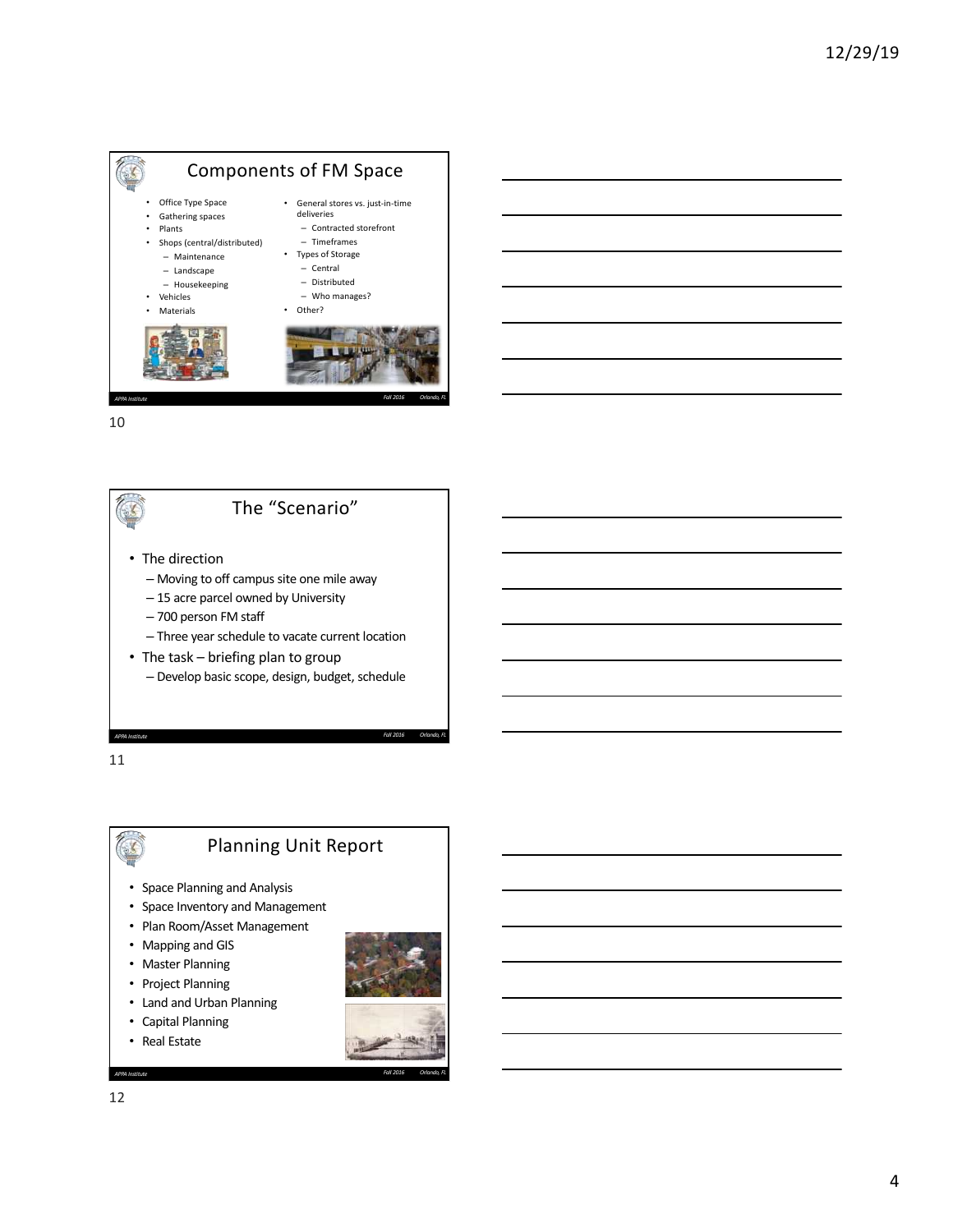## Components of FM Space

- Office Type Space
- Gathering spaces
- Plants
- Shops (central/distributed)
  - Maintenance
  - Landscape
  - Housekeeping
- Vehicles
- Materials
- General stores vs. just-in-time deliveries
  - Contracted storefront
  - Timeframes
- Types of Storage
  - Central
  - Distributed
  - Who manages?
- Other?

## The "Scenario"

- The direction
  - Moving to off campus site one mile away
  - 15 acre parcel owned by University
  - 700 person FM staff
  - Three year schedule to vacate current location
- The task – briefing plan to group
  - Develop basic scope, design, budget, schedule

## Planning Unit Report

- Space Planning and Analysis
- Space Inventory and Management
- Plan Room/Asset Management
- Mapping and GIS
- Master Planning
- Project Planning
- Land and Urban Planning
- Capital Planning
- Real Estate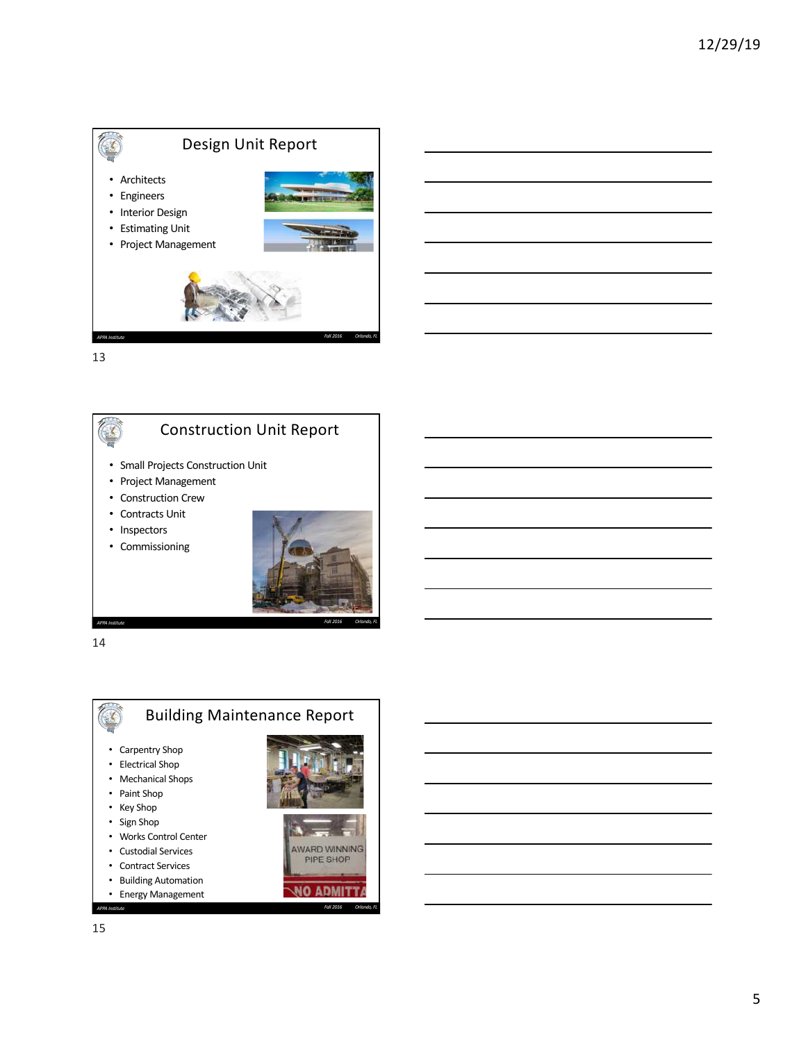## Design Unit Report

- Architects
- Engineers
- Interior Design
- Estimating Unit
- Project Management

APPA Institute Fall 2016 Orlando, FL

## Construction Unit Report

- Small Projects Construction Unit
- Project Management
- Construction Crew
- Contracts Unit
- Inspectors
- Commissioning

APPA Institute Fall 2016 Orlando, FL

## Building Maintenance Report

- Carpentry Shop
- Electrical Shop
- Mechanical Shops
- Paint Shop
- Key Shop
- Sign Shop
- Works Control Center
- Custodial Services
- Contract Services
- Building Automation
- Energy Management

APPA Institute Fall 2016 Orlando, FL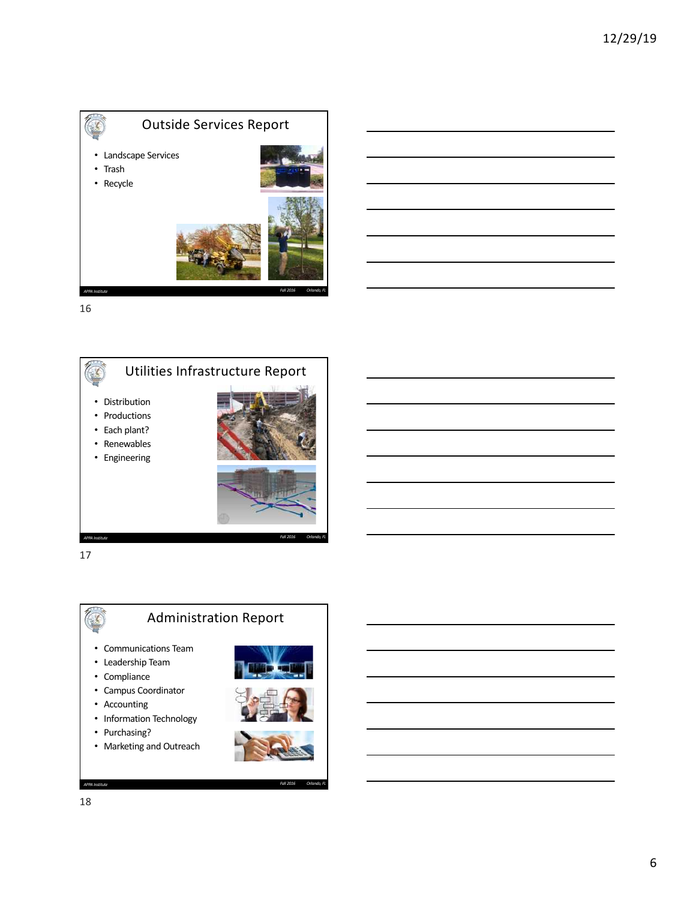## Outside Services Report

- Landscape Services
- Trash
- Recycle

APPA Institute — Fall 2016 — Orlando, FL

## Utilities Infrastructure Report

- Distribution
- Productions
- Each plant?
- Renewables
- Engineering

APPA Institute — Fall 2016 — Orlando, FL

## Administration Report

- Communications Team
- Leadership Team
- Compliance
- Campus Coordinator
- Accounting
- Information Technology
- Purchasing?
- Marketing and Outreach

APPA Institute — Fall 2016 — Orlando, FL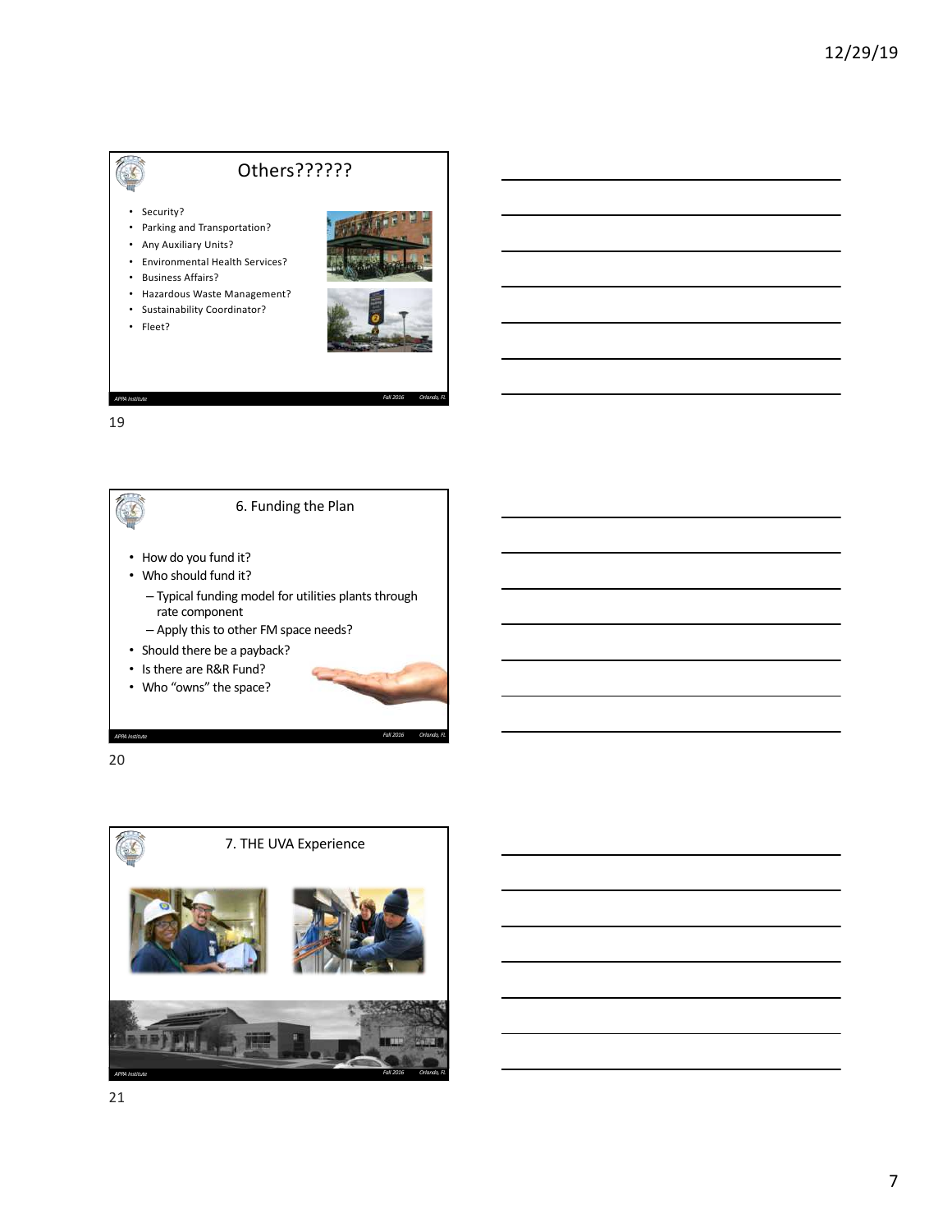## Others??????

- Security?
- Parking and Transportation?
- Any Auxiliary Units?
- Environmental Health Services?
- Business Affairs?
- Hazardous Waste Management?
- Sustainability Coordinator?
- Fleet?

## 6. Funding the Plan

- How do you fund it?
- Who should fund it?
  - Typical funding model for utilities plants through rate component
  - Apply this to other FM space needs?
- Should there be a payback?
- Is there are R&R Fund?
- Who "owns" the space?

## 7. THE UVA Experience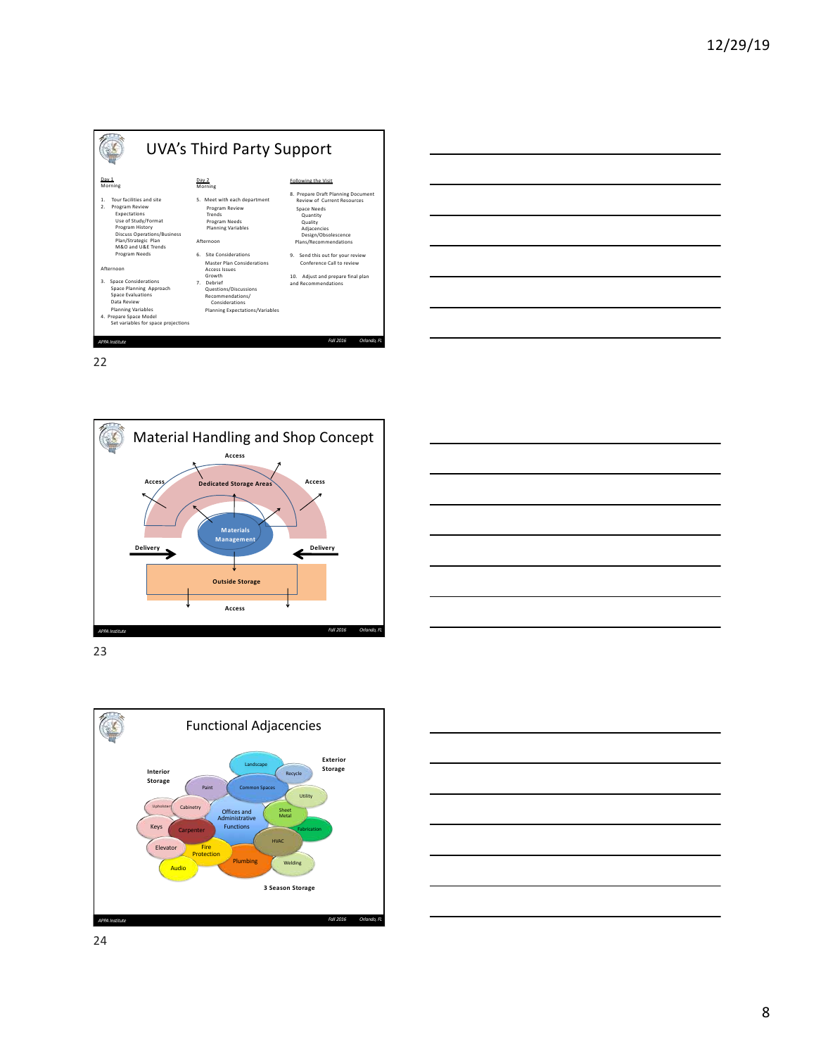## UVA's Third Party Support

**Day 1**
Morning

1. Tour facilities and site
2. Program Review
   - Expectations
   - Use of Study/Format
   - Program History
   - Discuss Operations/Business Plan/Strategic Plan
   - M&O and U&E Trends
   - Program Needs

Afternoon

3. Space Considerations
   - Space Planning Approach
   - Space Evaluations
   - Data Review
   - Planning Variables
4. Prepare Space Model
   - Set variables for space projections

**Day 2**
Morning

5. Meet with each department
   - Program Review
   - Trends
   - Program Needs
   - Planning Variables

Afternoon

6. Site Considerations
   - Master Plan Considerations
   - Access Issues
   - Growth
7. Debrief
   - Questions/Discussions
   - Recommendations/Considerations
   - Planning Expectations/Variables

**Following the Visit**

8. Prepare Draft Planning Document
   - Review of Current Resources
   - Space Needs
     - Quantity
     - Quality
     - Adjacencies
     - Design/Obsolescence
   - Plans/Recommendations
9. Send this out for your review
   - Conference Call to review
10. Adjust and prepare final plan and Recommendations

APPA Institute — Fall 2016 — Orlando, FL

22

## Material Handling and Shop Concept

Access — Access — Access — Dedicated Storage Areas — Materials Management — Delivery — Delivery — Outside Storage — Access

APPA Institute — Fall 2016 — Orlando, FL

23

## Functional Adjacencies

Interior Storage — Exterior Storage — Landscape — Recycle — Paint — Common Spaces — Utility — Upholster — Cabinetry — Offices and Administrative Functions — Sheet Metal — Keys — Carpenter — Fabrication — HVAC — Elevator — Fire Protection — Plumbing — Welding — Audio — 3 Season Storage

APPA Institute — Fall 2016 — Orlando, FL

24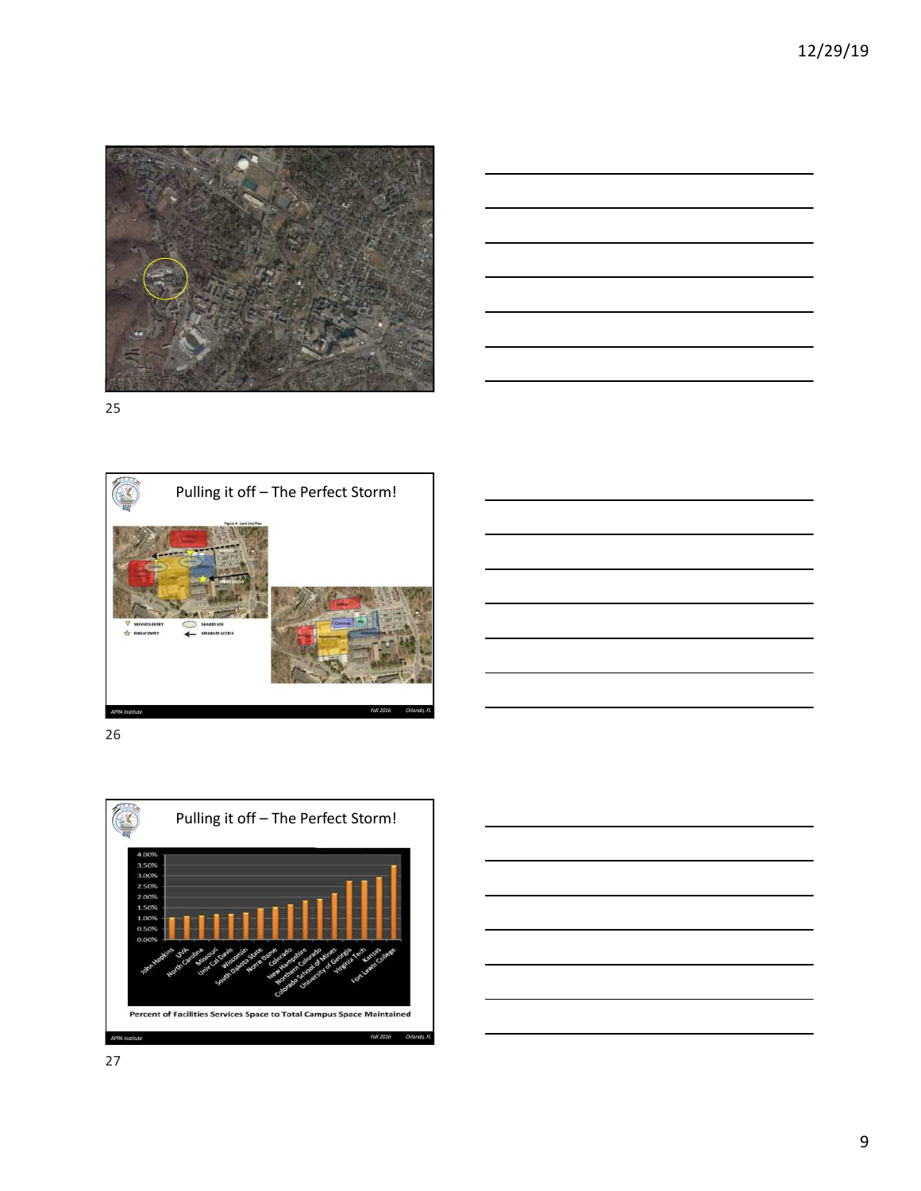## Pulling it off – The Perfect Storm!

SERVICES ENTRY

PUBLIC ENTRY

SHARED USE

SEPARATE ACCESS

APPA Institute Fall 2016 Orlando, FL

## Pulling it off – The Perfect Storm!

| Institution | Percent |
|---|---|
| John Hopkins | ~1.00% |
| UVA | ~1.05% |
| North Carolina | ~1.10% |
| Missouri | ~1.15% |
| Univ Cal Davis | ~1.20% |
| Wisconsin | ~1.25% |
| South Dakota State | ~1.45% |
| Notre Dame | ~1.50% |
| Colorado | ~1.60% |
| New Hampshire | ~1.80% |
| Northern Colorado | ~1.90% |
| Colorado School of Mines | ~2.15% |
| University of Georgia | ~2.70% |
| Virginia Tech | ~2.70% |
| Kansas | ~2.90% |
| Fort Lewis College | ~3.45% |

Percent of Facilities Services Space to Total Campus Space Maintained

APPA Institute Fall 2016 Orlando, FL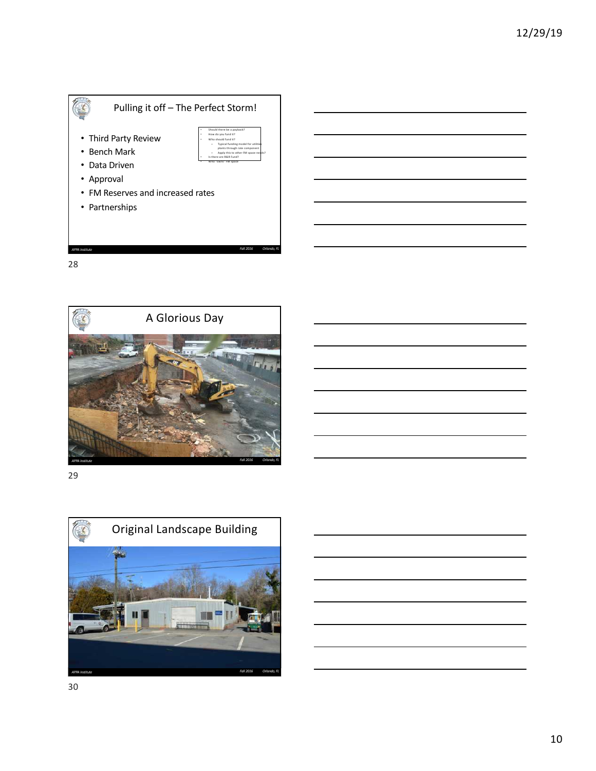## Pulling it off – The Perfect Storm!

- Third Party Review
- Bench Mark
- Data Driven
- Approval
- FM Reserves and increased rates
- Partnerships

- Should there be a payback?
- How do you fund it?
- Who should fund it?
  - Typical funding model for utilities plants through rate component
  - Apply this to other FM space needs?
- Is there are R&R Fund?
- Who "owns" FM space

APPA Institute · Fall 2016 · Orlando, FL

28

## A Glorious Day

APPA Institute · Fall 2016 · Orlando, FL

29

## Original Landscape Building

APPA Institute · Fall 2016 · Orlando, FL

30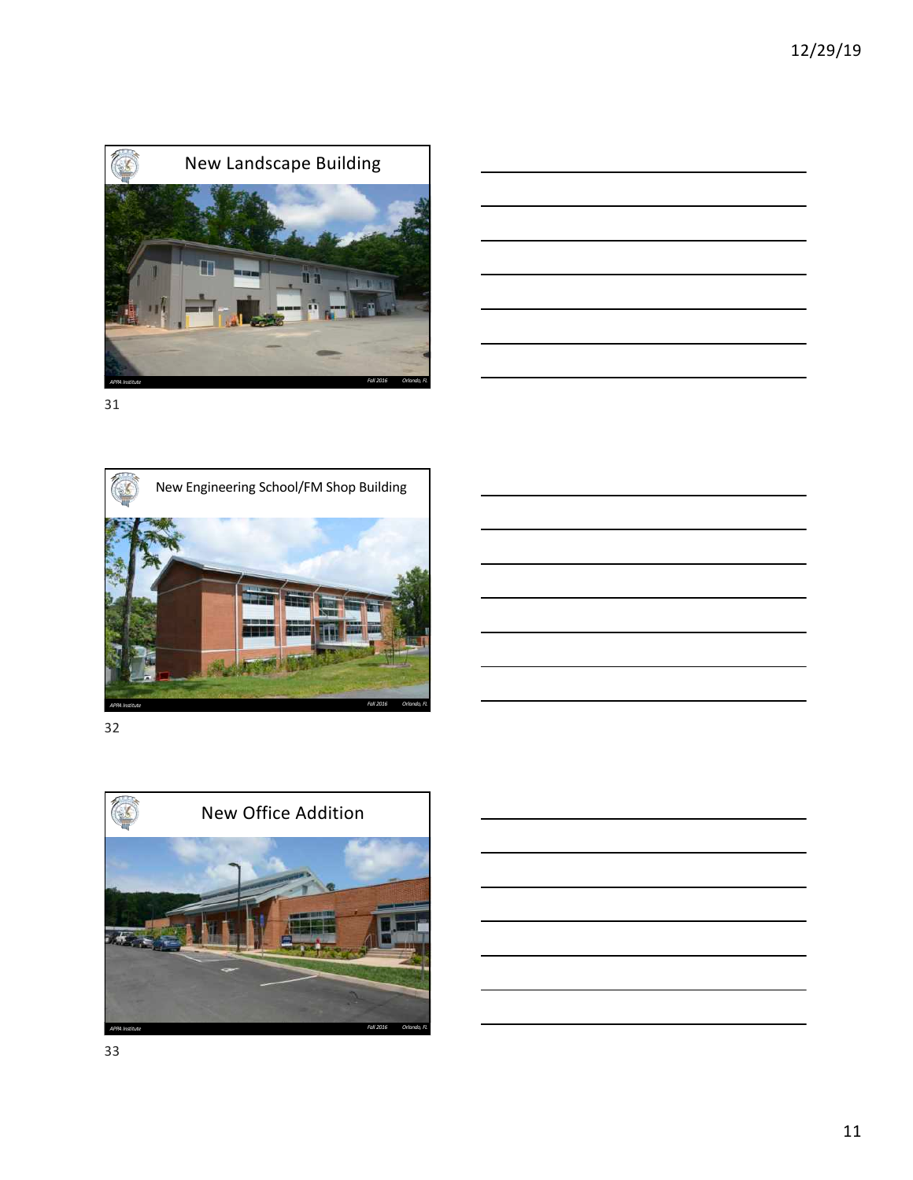## New Landscape Building

APPA Institute — Fall 2016 — Orlando, FL

31

## New Engineering School/FM Shop Building

APPA Institute — Fall 2016 — Orlando, FL

32

## New Office Addition

APPA Institute — Fall 2016 — Orlando, FL

33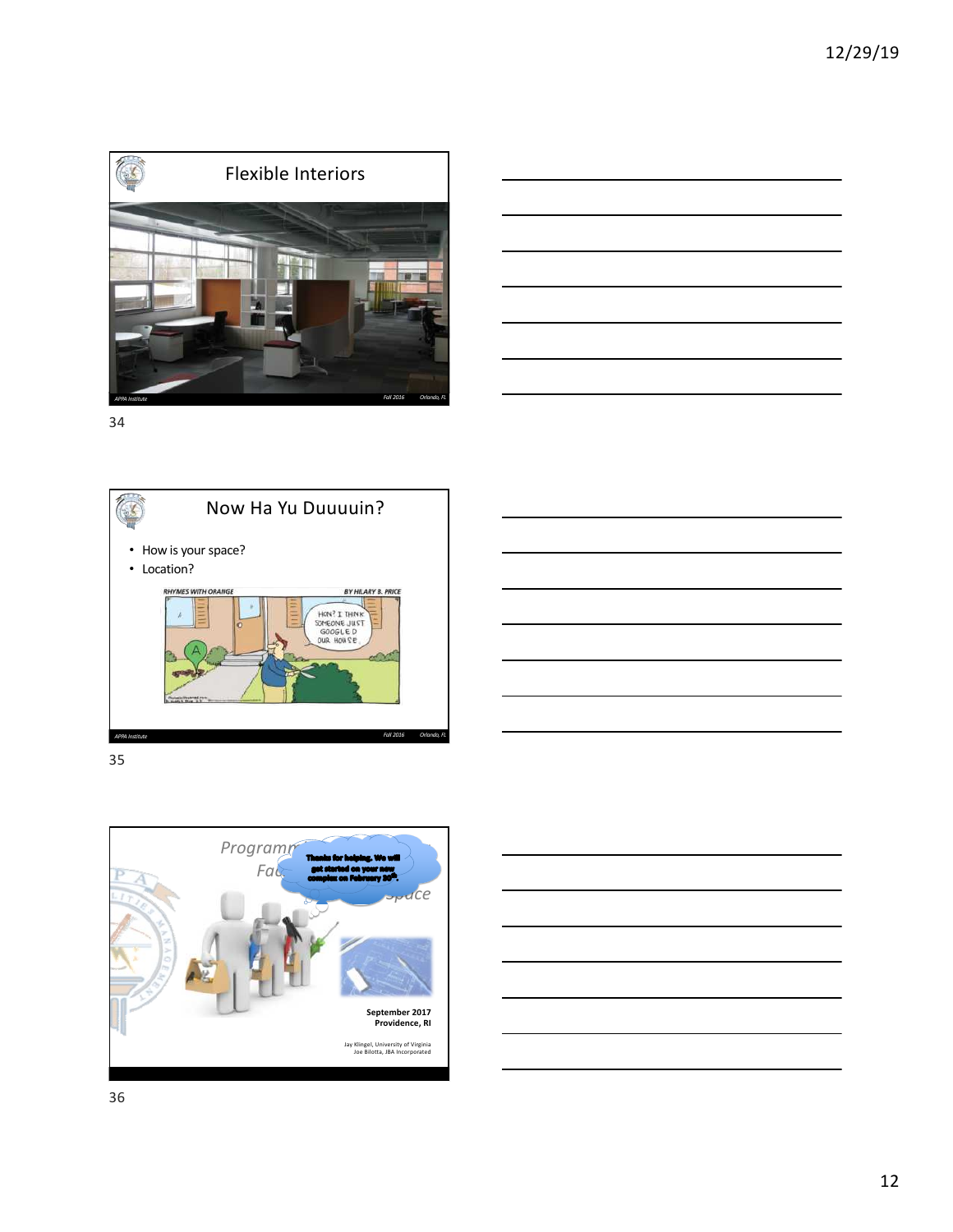## Flexible Interiors

APPA Institute — Fall 2016 — Orlando, FL

## Now Ha Yu Duuuuin?

- How is your space?
- Location?

RHYMES WITH ORANGE — BY HILARY B. PRICE

HON? I THINK SOMEONE JUST GOOGLED OUR HOUSE.

APPA Institute — Fall 2016 — Orlando, FL

Programm... Fa... ...pace

Thanks for helping. We will get started on your new complex on February 30th.

**September 2017**
**Providence, RI**

Jay Klingel, University of Virginia
Joe Bilotta, JBA Incorporated